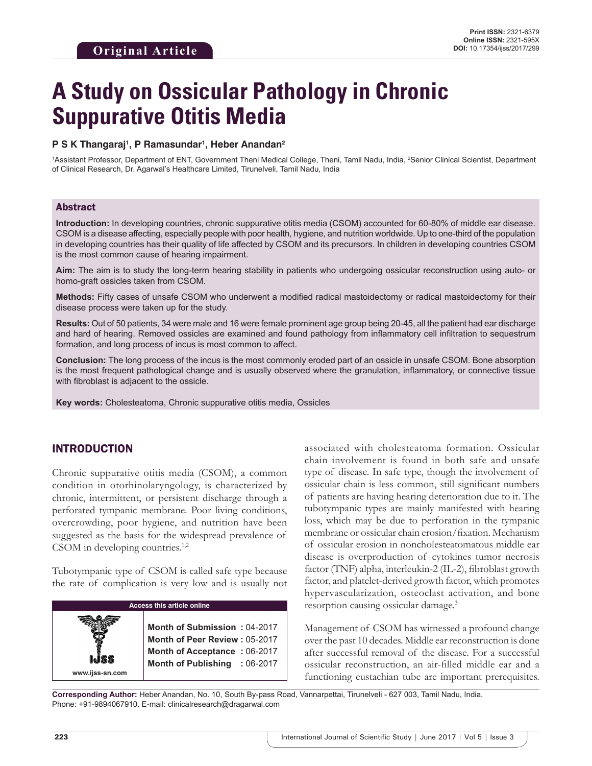**Original Article**

Print ISSN: 2321-6379
Online ISSN: 2321-595X
DOI: 10.17354/ijss/2017/299

# A Study on Ossicular Pathology in Chronic Suppurative Otitis Media

**P S K Thangaraj[1], P Ramasundar[1], Heber Anandan[2]**

[1]Assistant Professor, Department of ENT, Government Theni Medical College, Theni, Tamil Nadu, India, [2]Senior Clinical Scientist, Department of Clinical Research, Dr. Agarwal's Healthcare Limited, Tirunelveli, Tamil Nadu, India

## Abstract

**Introduction:** In developing countries, chronic suppurative otitis media (CSOM) accounted for 60-80% of middle ear disease. CSOM is a disease affecting, especially people with poor health, hygiene, and nutrition worldwide. Up to one-third of the population in developing countries has their quality of life affected by CSOM and its precursors. In children in developing countries CSOM is the most common cause of hearing impairment.

**Aim:** The aim is to study the long-term hearing stability in patients who undergoing ossicular reconstruction using auto- or homo-graft ossicles taken from CSOM.

**Methods:** Fifty cases of unsafe CSOM who underwent a modified radical mastoidectomy or radical mastoidectomy for their disease process were taken up for the study.

**Results:** Out of 50 patients, 34 were male and 16 were female prominent age group being 20-45, all the patient had ear discharge and hard of hearing. Removed ossicles are examined and found pathology from inflammatory cell infiltration to sequestrum formation, and long process of incus is most common to affect.

**Conclusion:** The long process of the incus is the most commonly eroded part of an ossicle in unsafe CSOM. Bone absorption is the most frequent pathological change and is usually observed where the granulation, inflammatory, or connective tissue with fibroblast is adjacent to the ossicle.

**Key words:** Cholesteatoma, Chronic suppurative otitis media, Ossicles

## INTRODUCTION

Chronic suppurative otitis media (CSOM), a common condition in otorhinolaryngology, is characterized by chronic, intermittent, or persistent discharge through a perforated tympanic membrane. Poor living conditions, overcrowding, poor hygiene, and nutrition have been suggested as the basis for the widespread prevalence of CSOM in developing countries.[1,2]

Tubotympanic type of CSOM is called safe type because the rate of complication is very low and is usually not associated with cholesteatoma formation. Ossicular chain involvement is found in both safe and unsafe type of disease. In safe type, though the involvement of ossicular chain is less common, still significant numbers of patients are having hearing deterioration due to it. The tubotympanic types are mainly manifested with hearing loss, which may be due to perforation in the tympanic membrane or ossicular chain erosion/fixation. Mechanism of ossicular erosion in noncholesteatomatous middle ear disease is overproduction of cytokines tumor necrosis factor (TNF) alpha, interleukin-2 (IL-2), fibroblast growth factor, and platelet-derived growth factor, which promotes hypervascularization, osteoclast activation, and bone resorption causing ossicular damage.[3]

Management of CSOM has witnessed a profound change over the past 10 decades. Middle ear reconstruction is done after successful removal of the disease. For a successful ossicular reconstruction, an air-filled middle ear and a functioning eustachian tube are important prerequisites.

| Access this article online | |
|---|---|
| www.ijss-sn.com | Month of Submission : 04-2017<br>Month of Peer Review : 05-2017<br>Month of Acceptance : 06-2017<br>Month of Publishing : 06-2017 |

**Corresponding Author:** Heber Anandan, No. 10, South By-pass Road, Vannarpettai, Tirunelveli - 627 003, Tamil Nadu, India. Phone: +91-9894067910. E-mail: clinicalresearch@dragarwal.com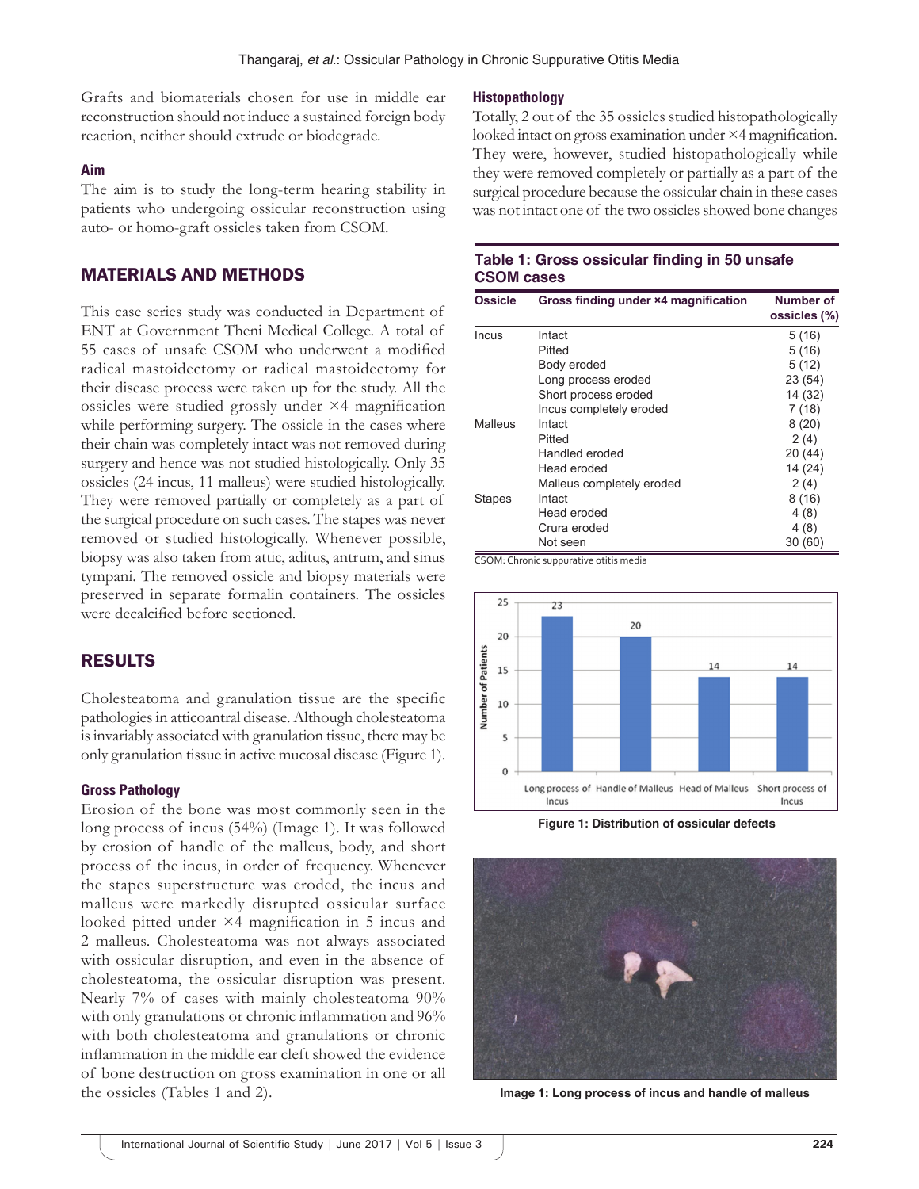Grafts and biomaterials chosen for use in middle ear reconstruction should not induce a sustained foreign body reaction, neither should extrude or biodegrade.

### Aim

The aim is to study the long-term hearing stability in patients who undergoing ossicular reconstruction using auto- or homo-graft ossicles taken from CSOM.

## MATERIALS AND METHODS

This case series study was conducted in Department of ENT at Government Theni Medical College. A total of 55 cases of unsafe CSOM who underwent a modified radical mastoidectomy or radical mastoidectomy for their disease process were taken up for the study. All the ossicles were studied grossly under ×4 magnification while performing surgery. The ossicle in the cases where their chain was completely intact was not removed during surgery and hence was not studied histologically. Only 35 ossicles (24 incus, 11 malleus) were studied histologically. They were removed partially or completely as a part of the surgical procedure on such cases. The stapes was never removed or studied histologically. Whenever possible, biopsy was also taken from attic, aditus, antrum, and sinus tympani. The removed ossicle and biopsy materials were preserved in separate formalin containers. The ossicles were decalcified before sectioned.

## RESULTS

Cholesteatoma and granulation tissue are the specific pathologies in atticoantral disease. Although cholesteatoma is invariably associated with granulation tissue, there may be only granulation tissue in active mucosal disease (Figure 1).

### Gross Pathology

Erosion of the bone was most commonly seen in the long process of incus (54%) (Image 1). It was followed by erosion of handle of the malleus, body, and short process of the incus, in order of frequency. Whenever the stapes superstructure was eroded, the incus and malleus were markedly disrupted ossicular surface looked pitted under ×4 magnification in 5 incus and 2 malleus. Cholesteatoma was not always associated with ossicular disruption, and even in the absence of cholesteatoma, the ossicular disruption was present. Nearly 7% of cases with mainly cholesteatoma 90% with only granulations or chronic inflammation and 96% with both cholesteatoma and granulations or chronic inflammation in the middle ear cleft showed the evidence of bone destruction on gross examination in one or all the ossicles (Tables 1 and 2).

### Histopathology

Totally, 2 out of the 35 ossicles studied histopathologically looked intact on gross examination under ×4 magnification. They were, however, studied histopathologically while they were removed completely or partially as a part of the surgical procedure because the ossicular chain in these cases was not intact one of the two ossicles showed bone changes

**Table 1: Gross ossicular finding in 50 unsafe CSOM cases**

| Ossicle | Gross finding under ×4 magnification | Number of ossicles (%) |
|---|---|---|
| Incus | Intact | 5 (16) |
| | Pitted | 5 (16) |
| | Body eroded | 5 (12) |
| | Long process eroded | 23 (54) |
| | Short process eroded | 14 (32) |
| | Incus completely eroded | 7 (18) |
| Malleus | Intact | 8 (20) |
| | Pitted | 2 (4) |
| | Handled eroded | 20 (44) |
| | Head eroded | 14 (24) |
| | Malleus completely eroded | 2 (4) |
| Stapes | Intact | 8 (16) |
| | Head eroded | 4 (8) |
| | Crura eroded | 4 (8) |
| | Not seen | 30 (60) |

CSOM: Chronic suppurative otitis media

Figure 1: Distribution of ossicular defects

Image 1: Long process of incus and handle of malleus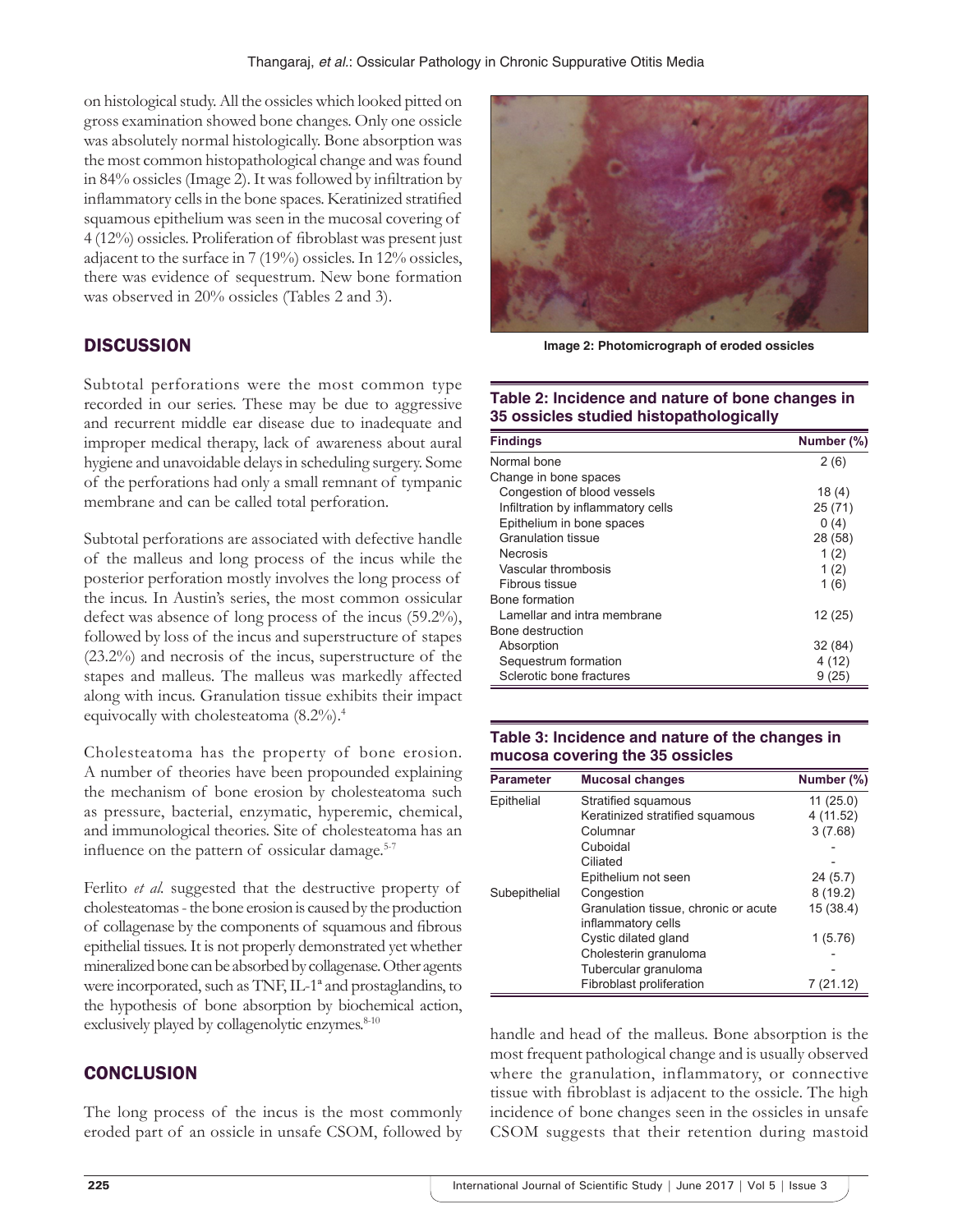on histological study. All the ossicles which looked pitted on gross examination showed bone changes. Only one ossicle was absolutely normal histologically. Bone absorption was the most common histopathological change and was found in 84% ossicles (Image 2). It was followed by infiltration by inflammatory cells in the bone spaces. Keratinized stratified squamous epithelium was seen in the mucosal covering of 4 (12%) ossicles. Proliferation of fibroblast was present just adjacent to the surface in 7 (19%) ossicles. In 12% ossicles, there was evidence of sequestrum. New bone formation was observed in 20% ossicles (Tables 2 and 3).

Image 2: Photomicrograph of eroded ossicles

**Table 2: Incidence and nature of bone changes in 35 ossicles studied histopathologically**

| Findings | Number (%) |
|---|---|
| Normal bone | 2 (6) |
| Change in bone spaces | |
| Congestion of blood vessels | 18 (4) |
| Infiltration by inflammatory cells | 25 (71) |
| Epithelium in bone spaces | 0 (4) |
| Granulation tissue | 28 (58) |
| Necrosis | 1 (2) |
| Vascular thrombosis | 1 (2) |
| Fibrous tissue | 1 (6) |
| Bone formation | |
| Lamellar and intra membrane | 12 (25) |
| Bone destruction | |
| Absorption | 32 (84) |
| Sequestrum formation | 4 (12) |
| Sclerotic bone fractures | 9 (25) |

**Table 3: Incidence and nature of the changes in mucosa covering the 35 ossicles**

| Parameter | Mucosal changes | Number (%) |
|---|---|---|
| Epithelial | Stratified squamous | 11 (25.0) |
| | Keratinized stratified squamous | 4 (11.52) |
| | Columnar | 3 (7.68) |
| | Cuboidal | - |
| | Ciliated | - |
| | Epithelium not seen | 24 (5.7) |
| Subepithelial | Congestion | 8 (19.2) |
| | Granulation tissue, chronic or acute inflammatory cells | 15 (38.4) |
| | Cystic dilated gland | 1 (5.76) |
| | Cholesterin granuloma | - |
| | Tubercular granuloma | - |
| | Fibroblast proliferation | 7 (21.12) |

## DISCUSSION

Subtotal perforations were the most common type recorded in our series. These may be due to aggressive and recurrent middle ear disease due to inadequate and improper medical therapy, lack of awareness about aural hygiene and unavoidable delays in scheduling surgery. Some of the perforations had only a small remnant of tympanic membrane and can be called total perforation.

Subtotal perforations are associated with defective handle of the malleus and long process of the incus while the posterior perforation mostly involves the long process of the incus. In Austin's series, the most common ossicular defect was absence of long process of the incus (59.2%), followed by loss of the incus and superstructure of stapes (23.2%) and necrosis of the incus, superstructure of the stapes and malleus. The malleus was markedly affected along with incus. Granulation tissue exhibits their impact equivocally with cholesteatoma (8.2%).[4]

Cholesteatoma has the property of bone erosion. A number of theories have been propounded explaining the mechanism of bone erosion by cholesteatoma such as pressure, bacterial, enzymatic, hyperemic, chemical, and immunological theories. Site of cholesteatoma has an influence on the pattern of ossicular damage.[5-7]

Ferlito *et al.* suggested that the destructive property of cholesteatomas - the bone erosion is caused by the production of collagenase by the components of squamous and fibrous epithelial tissues. It is not properly demonstrated yet whether mineralized bone can be absorbed by collagenase. Other agents were incorporated, such as TNF, IL-1ª and prostaglandins, to the hypothesis of bone absorption by biochemical action, exclusively played by collagenolytic enzymes.[8-10]

## CONCLUSION

The long process of the incus is the most commonly eroded part of an ossicle in unsafe CSOM, followed by handle and head of the malleus. Bone absorption is the most frequent pathological change and is usually observed where the granulation, inflammatory, or connective tissue with fibroblast is adjacent to the ossicle. The high incidence of bone changes seen in the ossicles in unsafe CSOM suggests that their retention during mastoid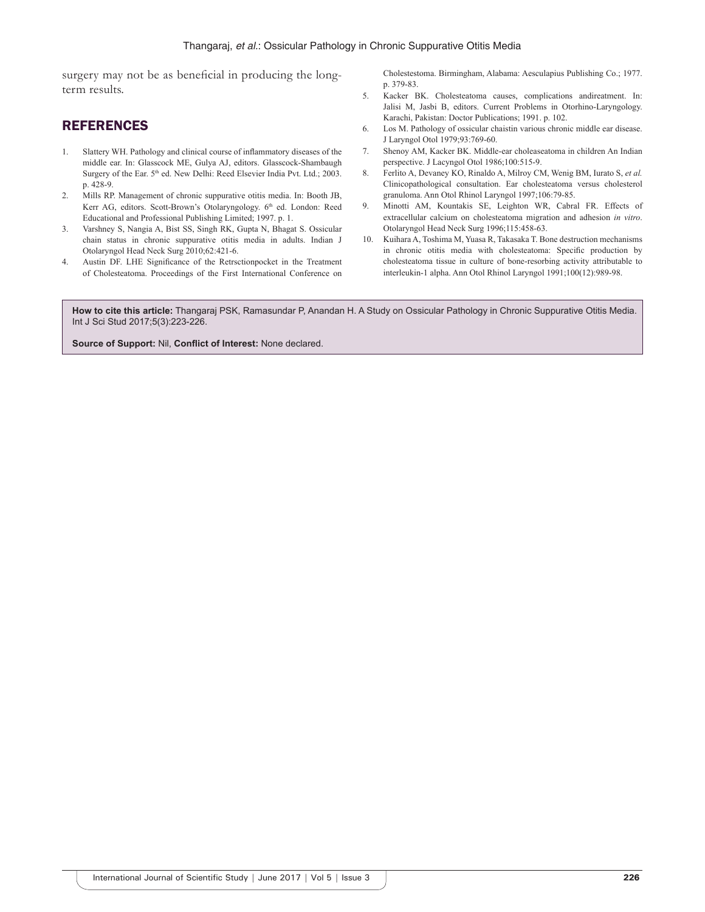surgery may not be as beneficial in producing the long-term results.

## REFERENCES

1. Slattery WH. Pathology and clinical course of inflammatory diseases of the middle ear. In: Glasscock ME, Gulya AJ, editors. Glasscock-Shambaugh Surgery of the Ear. 5th ed. New Delhi: Reed Elsevier India Pvt. Ltd.; 2003. p. 428-9.
2. Mills RP. Management of chronic suppurative otitis media. In: Booth JB, Kerr AG, editors. Scott-Brown's Otolaryngology. 6th ed. London: Reed Educational and Professional Publishing Limited; 1997. p. 1.
3. Varshney S, Nangia A, Bist SS, Singh RK, Gupta N, Bhagat S. Ossicular chain status in chronic suppurative otitis media in adults. Indian J Otolaryngol Head Neck Surg 2010;62:421-6.
4. Austin DF. LHE Significance of the Retrsctionpocket in the Treatment of Cholesteatoma. Proceedings of the First International Conference on Cholestestoma. Birmingham, Alabama: Aesculapius Publishing Co.; 1977. p. 379-83.
5. Kacker BK. Cholesteatoma causes, complications andireatment. In: Jalisi M, Jasbi B, editors. Current Problems in Otorhino-Laryngology. Karachi, Pakistan: Doctor Publications; 1991. p. 102.
6. Los M. Pathology of ossicular chaistin various chronic middle ear disease. J Laryngol Otol 1979;93:769-60.
7. Shenoy AM, Kacker BK. Middle-ear choleaseatoma in children An Indian perspective. J Lacyngol Otol 1986;100:515-9.
8. Ferlito A, Devaney KO, Rinaldo A, Milroy CM, Wenig BM, Iurato S, *et al.* Clinicopathological consultation. Ear cholesteatoma versus cholesterol granuloma. Ann Otol Rhinol Laryngol 1997;106:79-85.
9. Minotti AM, Kountakis SE, Leighton WR, Cabral FR. Effects of extracellular calcium on cholesteatoma migration and adhesion *in vitro*. Otolaryngol Head Neck Surg 1996;115:458-63.
10. Kuihara A, Toshima M, Yuasa R, Takasaka T. Bone destruction mechanisms in chronic otitis media with cholesteatoma: Specific production by cholesteatoma tissue in culture of bone-resorbing activity attributable to interleukin-1 alpha. Ann Otol Rhinol Laryngol 1991;100(12):989-98.

**How to cite this article:** Thangaraj PSK, Ramasundar P, Anandan H. A Study on Ossicular Pathology in Chronic Suppurative Otitis Media. Int J Sci Stud 2017;5(3):223-226.

**Source of Support:** Nil, **Conflict of Interest:** None declared.